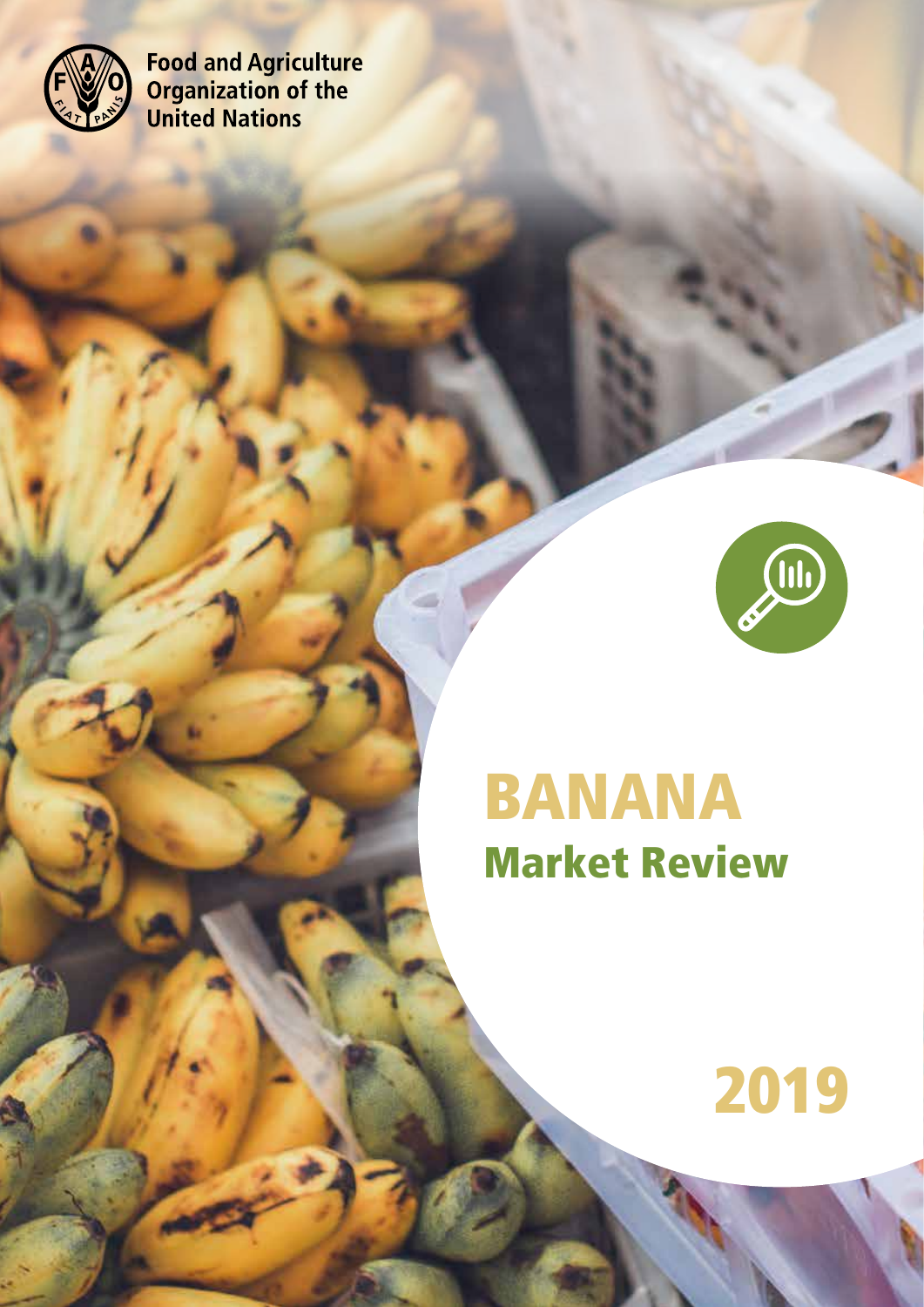Food and Agriculture Organization of the United Nations

# BANANA

## Market Review

2019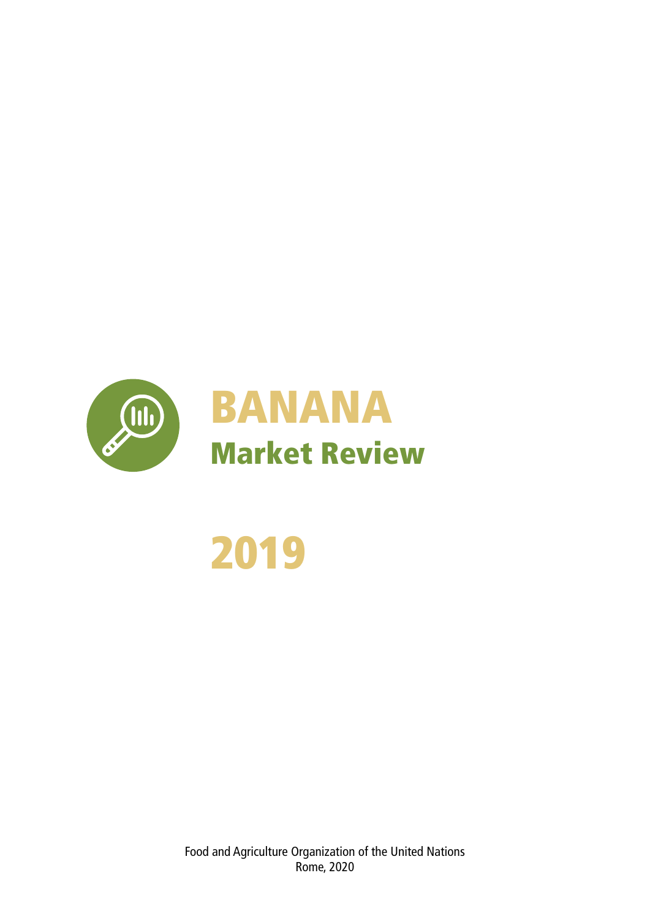# BANANA

## Market Review

# 2019

Food and Agriculture Organization of the United Nations
Rome, 2020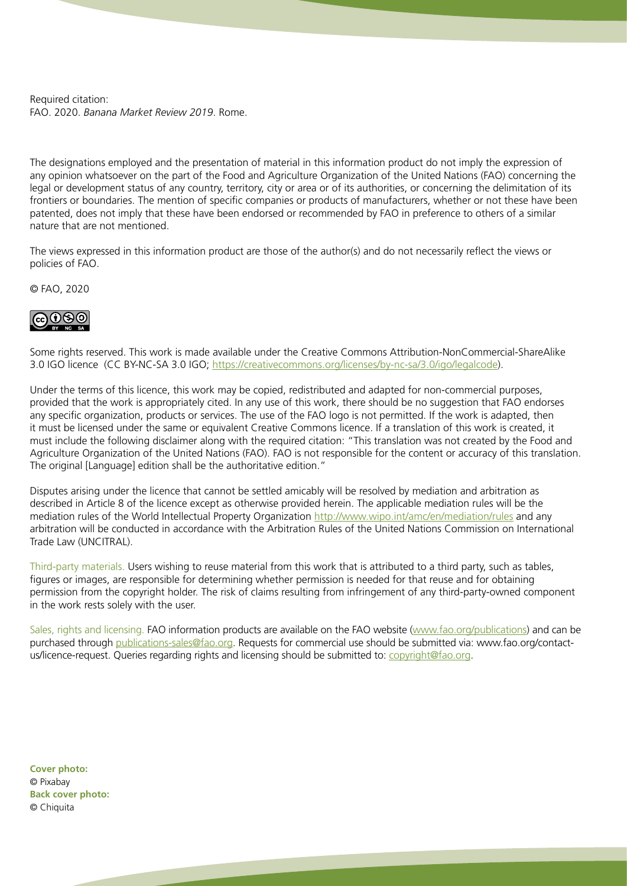Required citation:
FAO. 2020. *Banana Market Review 2019*. Rome.

The designations employed and the presentation of material in this information product do not imply the expression of any opinion whatsoever on the part of the Food and Agriculture Organization of the United Nations (FAO) concerning the legal or development status of any country, territory, city or area or of its authorities, or concerning the delimitation of its frontiers or boundaries. The mention of specific companies or products of manufacturers, whether or not these have been patented, does not imply that these have been endorsed or recommended by FAO in preference to others of a similar nature that are not mentioned.

The views expressed in this information product are those of the author(s) and do not necessarily reflect the views or policies of FAO.

© FAO, 2020

Some rights reserved. This work is made available under the Creative Commons Attribution-NonCommercial-ShareAlike 3.0 IGO licence (CC BY-NC-SA 3.0 IGO; https://creativecommons.org/licenses/by-nc-sa/3.0/igo/legalcode).

Under the terms of this licence, this work may be copied, redistributed and adapted for non-commercial purposes, provided that the work is appropriately cited. In any use of this work, there should be no suggestion that FAO endorses any specific organization, products or services. The use of the FAO logo is not permitted. If the work is adapted, then it must be licensed under the same or equivalent Creative Commons licence. If a translation of this work is created, it must include the following disclaimer along with the required citation: "This translation was not created by the Food and Agriculture Organization of the United Nations (FAO). FAO is not responsible for the content or accuracy of this translation. The original [Language] edition shall be the authoritative edition."

Disputes arising under the licence that cannot be settled amicably will be resolved by mediation and arbitration as described in Article 8 of the licence except as otherwise provided herein. The applicable mediation rules will be the mediation rules of the World Intellectual Property Organization http://www.wipo.int/amc/en/mediation/rules and any arbitration will be conducted in accordance with the Arbitration Rules of the United Nations Commission on International Trade Law (UNCITRAL).

Third-party materials. Users wishing to reuse material from this work that is attributed to a third party, such as tables, figures or images, are responsible for determining whether permission is needed for that reuse and for obtaining permission from the copyright holder. The risk of claims resulting from infringement of any third-party-owned component in the work rests solely with the user.

Sales, rights and licensing. FAO information products are available on the FAO website (www.fao.org/publications) and can be purchased through publications-sales@fao.org. Requests for commercial use should be submitted via: www.fao.org/contact-us/licence-request. Queries regarding rights and licensing should be submitted to: copyright@fao.org.

**Cover photo:**
© Pixabay
**Back cover photo:**
© Chiquita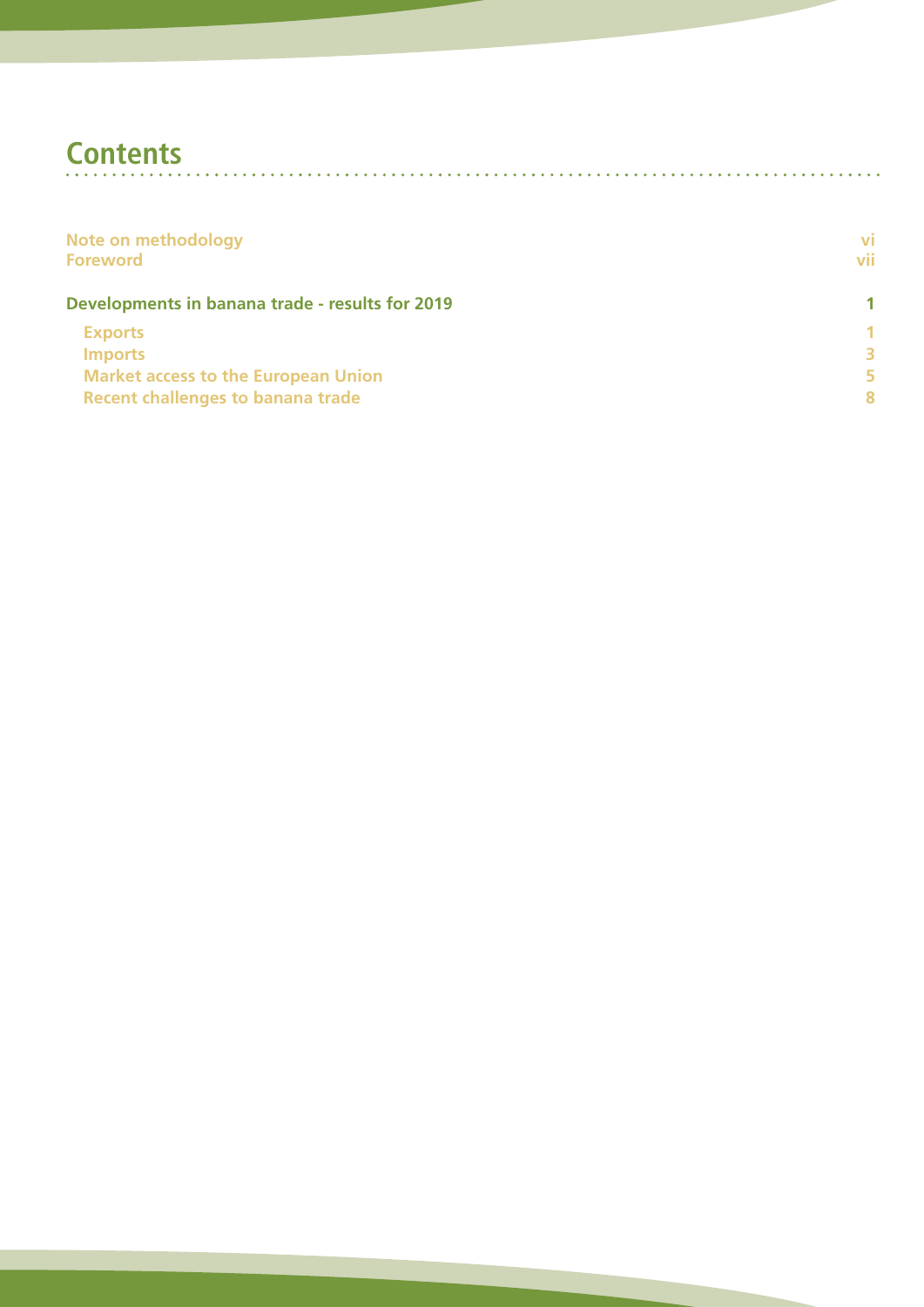# Contents

| | |
|---|---|
| Note on methodology | vi |
| Foreword | vii |
| **Developments in banana trade - results for 2019** | **1** |
| Exports | 1 |
| Imports | 3 |
| Market access to the European Union | 5 |
| Recent challenges to banana trade | 8 |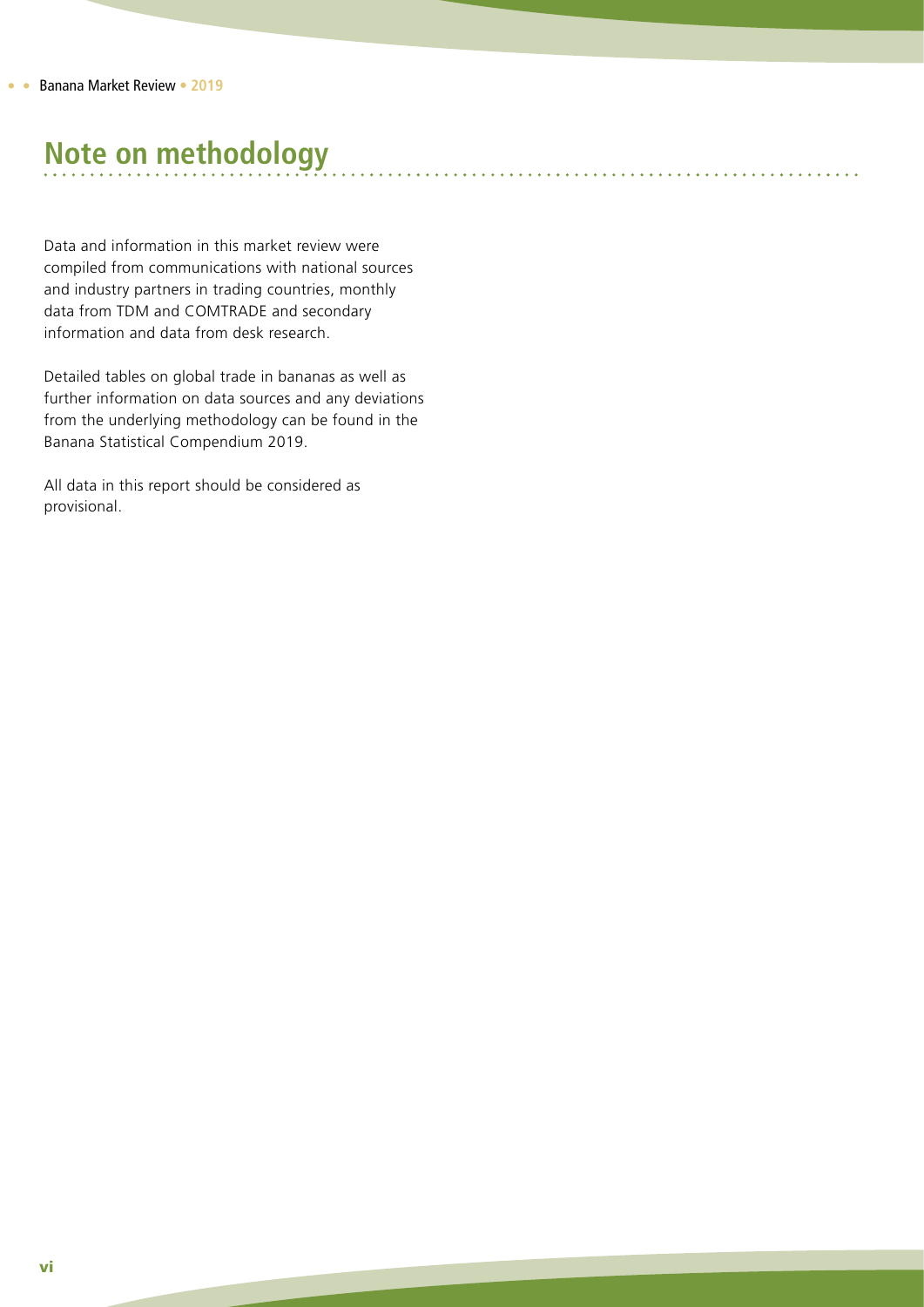# Note on methodology

Data and information in this market review were compiled from communications with national sources and industry partners in trading countries, monthly data from TDM and COMTRADE and secondary information and data from desk research.

Detailed tables on global trade in bananas as well as further information on data sources and any deviations from the underlying methodology can be found in the Banana Statistical Compendium 2019.

All data in this report should be considered as provisional.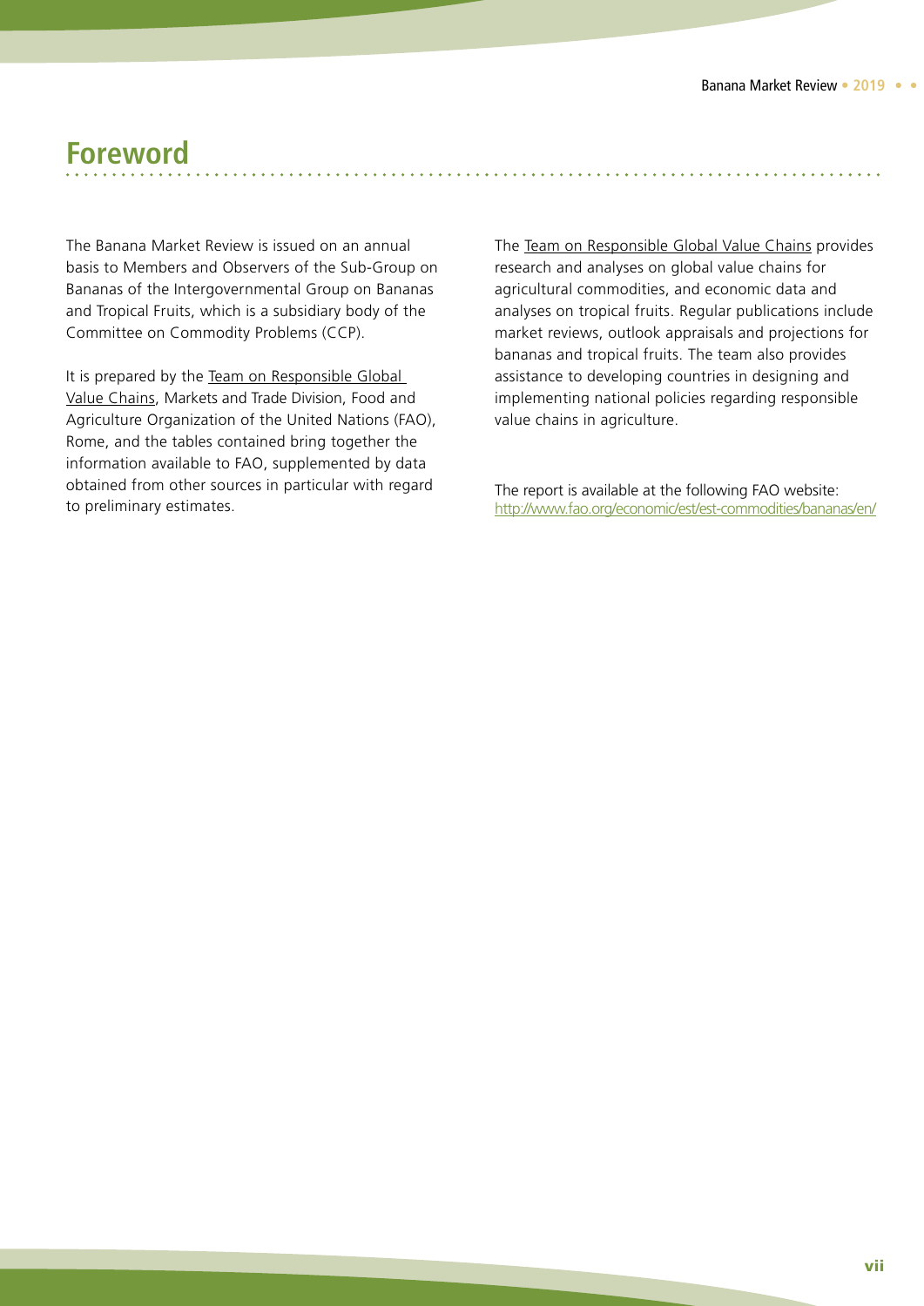# Foreword

The Banana Market Review is issued on an annual basis to Members and Observers of the Sub-Group on Bananas of the Intergovernmental Group on Bananas and Tropical Fruits, which is a subsidiary body of the Committee on Commodity Problems (CCP).

It is prepared by the Team on Responsible Global Value Chains, Markets and Trade Division, Food and Agriculture Organization of the United Nations (FAO), Rome, and the tables contained bring together the information available to FAO, supplemented by data obtained from other sources in particular with regard to preliminary estimates.

The Team on Responsible Global Value Chains provides research and analyses on global value chains for agricultural commodities, and economic data and analyses on tropical fruits. Regular publications include market reviews, outlook appraisals and projections for bananas and tropical fruits. The team also provides assistance to developing countries in designing and implementing national policies regarding responsible value chains in agriculture.

The report is available at the following FAO website:
http://www.fao.org/economic/est/est-commodities/bananas/en/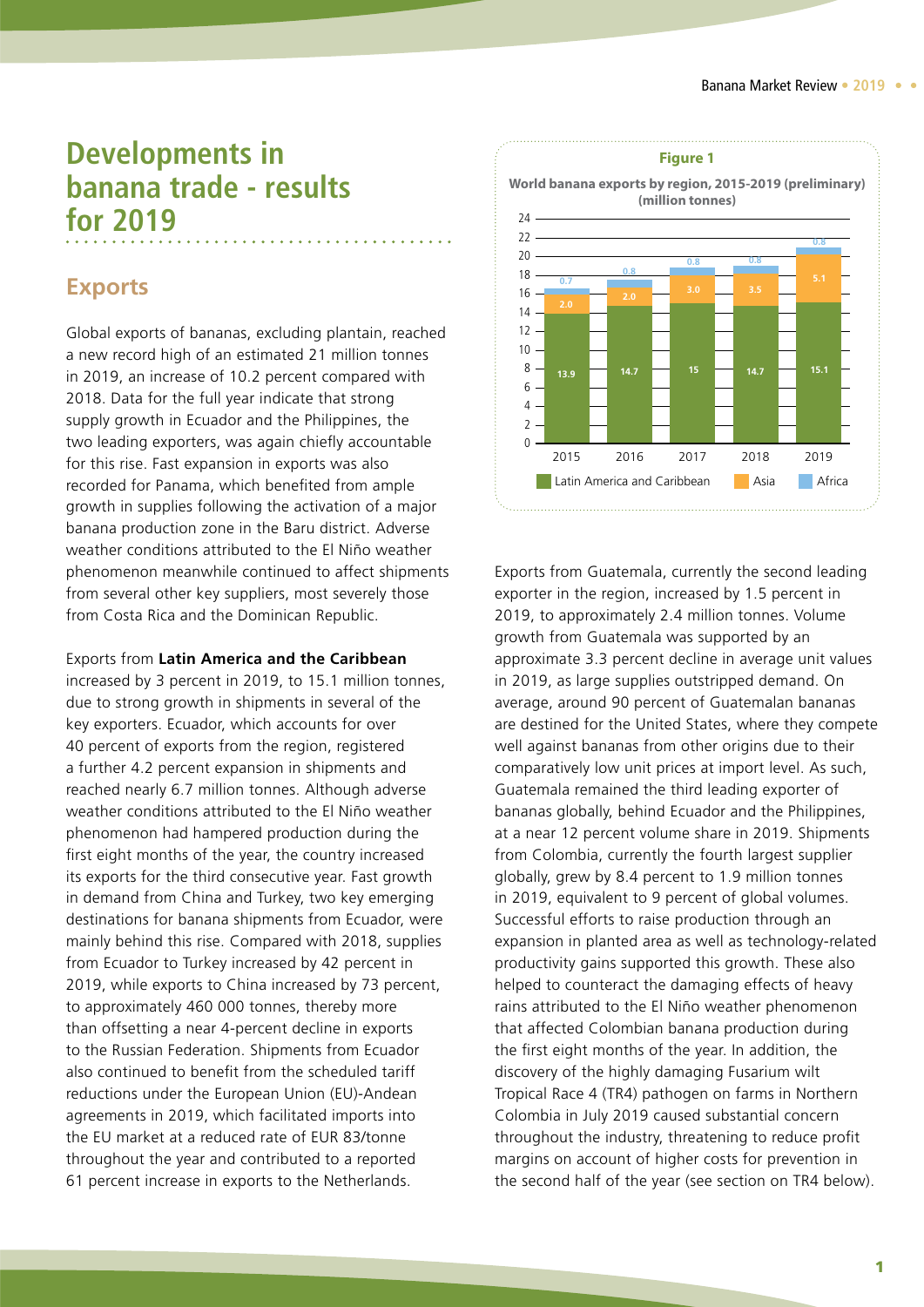# Developments in banana trade - results for 2019

## Exports

Global exports of bananas, excluding plantain, reached a new record high of an estimated 21 million tonnes in 2019, an increase of 10.2 percent compared with 2018. Data for the full year indicate that strong supply growth in Ecuador and the Philippines, the two leading exporters, was again chiefly accountable for this rise. Fast expansion in exports was also recorded for Panama, which benefited from ample growth in supplies following the activation of a major banana production zone in the Baru district. Adverse weather conditions attributed to the El Niño weather phenomenon meanwhile continued to affect shipments from several other key suppliers, most severely those from Costa Rica and the Dominican Republic.

Exports from **Latin America and the Caribbean** increased by 3 percent in 2019, to 15.1 million tonnes, due to strong growth in shipments in several of the key exporters. Ecuador, which accounts for over 40 percent of exports from the region, registered a further 4.2 percent expansion in shipments and reached nearly 6.7 million tonnes. Although adverse weather conditions attributed to the El Niño weather phenomenon had hampered production during the first eight months of the year, the country increased its exports for the third consecutive year. Fast growth in demand from China and Turkey, two key emerging destinations for banana shipments from Ecuador, were mainly behind this rise. Compared with 2018, supplies from Ecuador to Turkey increased by 42 percent in 2019, while exports to China increased by 73 percent, to approximately 460 000 tonnes, thereby more than offsetting a near 4-percent decline in exports to the Russian Federation. Shipments from Ecuador also continued to benefit from the scheduled tariff reductions under the European Union (EU)-Andean agreements in 2019, which facilitated imports into the EU market at a reduced rate of EUR 83/tonne throughout the year and contributed to a reported 61 percent increase in exports to the Netherlands.

**Figure 1**

**World banana exports by region, 2015-2019 (preliminary) (million tonnes)**

| Year | Latin America and Caribbean | Asia | Africa |
|---|---|---|---|
| 2015 | 13.9 | 2.0 | 0.7 |
| 2016 | 14.7 | 2.0 | 0.8 |
| 2017 | 15 | 3.0 | 0.8 |
| 2018 | 14.7 | 3.5 | 0.8 |
| 2019 | 15.1 | 5.1 | 0.8 |

Exports from Guatemala, currently the second leading exporter in the region, increased by 1.5 percent in 2019, to approximately 2.4 million tonnes. Volume growth from Guatemala was supported by an approximate 3.3 percent decline in average unit values in 2019, as large supplies outstripped demand. On average, around 90 percent of Guatemalan bananas are destined for the United States, where they compete well against bananas from other origins due to their comparatively low unit prices at import level. As such, Guatemala remained the third leading exporter of bananas globally, behind Ecuador and the Philippines, at a near 12 percent volume share in 2019. Shipments from Colombia, currently the fourth largest supplier globally, grew by 8.4 percent to 1.9 million tonnes in 2019, equivalent to 9 percent of global volumes. Successful efforts to raise production through an expansion in planted area as well as technology-related productivity gains supported this growth. These also helped to counteract the damaging effects of heavy rains attributed to the El Niño weather phenomenon that affected Colombian banana production during the first eight months of the year. In addition, the discovery of the highly damaging Fusarium wilt Tropical Race 4 (TR4) pathogen on farms in Northern Colombia in July 2019 caused substantial concern throughout the industry, threatening to reduce profit margins on account of higher costs for prevention in the second half of the year (see section on TR4 below).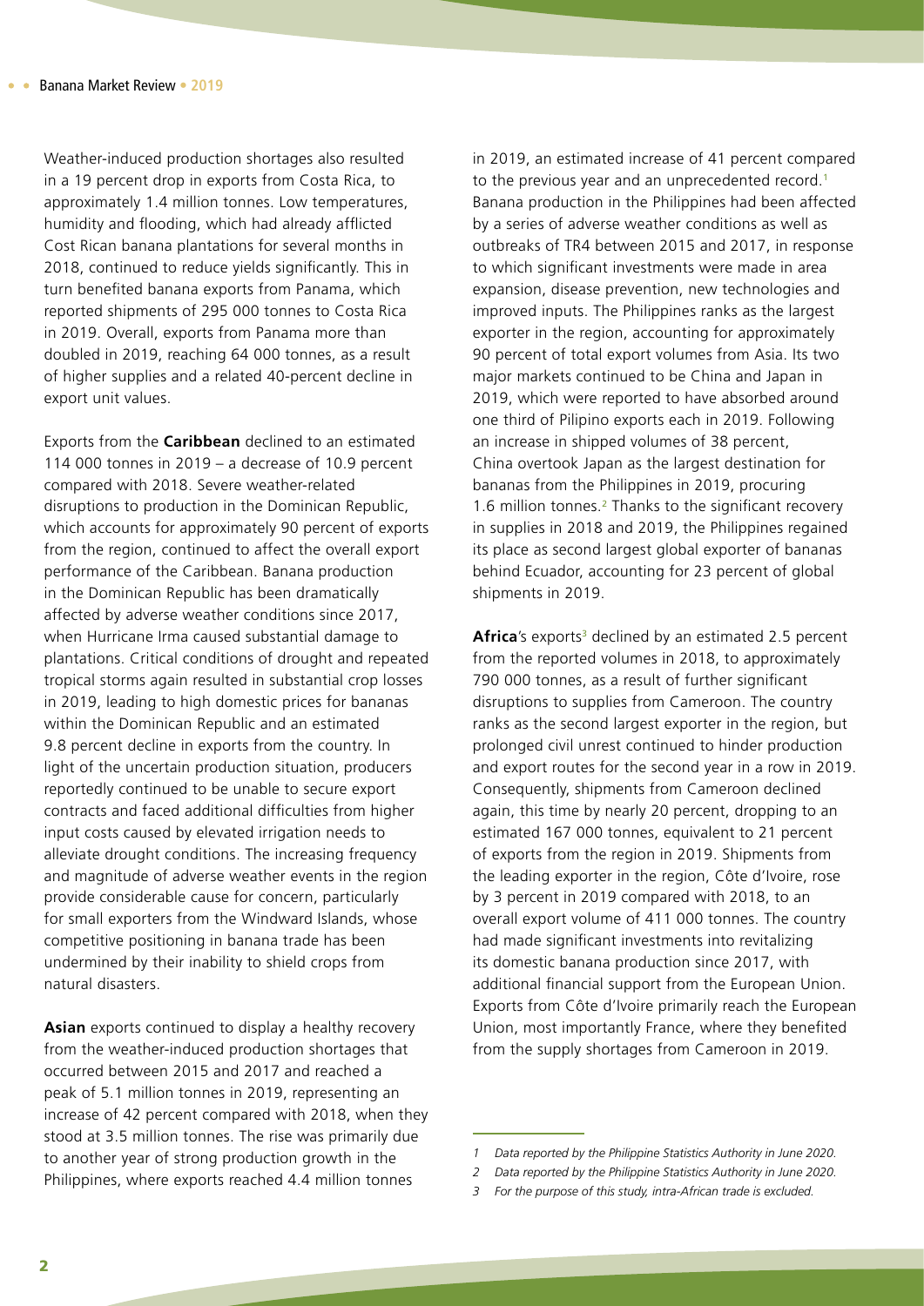Weather-induced production shortages also resulted in a 19 percent drop in exports from Costa Rica, to approximately 1.4 million tonnes. Low temperatures, humidity and flooding, which had already afflicted Cost Rican banana plantations for several months in 2018, continued to reduce yields significantly. This in turn benefited banana exports from Panama, which reported shipments of 295 000 tonnes to Costa Rica in 2019. Overall, exports from Panama more than doubled in 2019, reaching 64 000 tonnes, as a result of higher supplies and a related 40-percent decline in export unit values.

Exports from the **Caribbean** declined to an estimated 114 000 tonnes in 2019 – a decrease of 10.9 percent compared with 2018. Severe weather-related disruptions to production in the Dominican Republic, which accounts for approximately 90 percent of exports from the region, continued to affect the overall export performance of the Caribbean. Banana production in the Dominican Republic has been dramatically affected by adverse weather conditions since 2017, when Hurricane Irma caused substantial damage to plantations. Critical conditions of drought and repeated tropical storms again resulted in substantial crop losses in 2019, leading to high domestic prices for bananas within the Dominican Republic and an estimated 9.8 percent decline in exports from the country. In light of the uncertain production situation, producers reportedly continued to be unable to secure export contracts and faced additional difficulties from higher input costs caused by elevated irrigation needs to alleviate drought conditions. The increasing frequency and magnitude of adverse weather events in the region provide considerable cause for concern, particularly for small exporters from the Windward Islands, whose competitive positioning in banana trade has been undermined by their inability to shield crops from natural disasters.

**Asian** exports continued to display a healthy recovery from the weather-induced production shortages that occurred between 2015 and 2017 and reached a peak of 5.1 million tonnes in 2019, representing an increase of 42 percent compared with 2018, when they stood at 3.5 million tonnes. The rise was primarily due to another year of strong production growth in the Philippines, where exports reached 4.4 million tonnes in 2019, an estimated increase of 41 percent compared to the previous year and an unprecedented record.[1] Banana production in the Philippines had been affected by a series of adverse weather conditions as well as outbreaks of TR4 between 2015 and 2017, in response to which significant investments were made in area expansion, disease prevention, new technologies and improved inputs. The Philippines ranks as the largest exporter in the region, accounting for approximately 90 percent of total export volumes from Asia. Its two major markets continued to be China and Japan in 2019, which were reported to have absorbed around one third of Pilipino exports each in 2019. Following an increase in shipped volumes of 38 percent, China overtook Japan as the largest destination for bananas from the Philippines in 2019, procuring 1.6 million tonnes.[2] Thanks to the significant recovery in supplies in 2018 and 2019, the Philippines regained its place as second largest global exporter of bananas behind Ecuador, accounting for 23 percent of global shipments in 2019.

**Africa**'s exports[3] declined by an estimated 2.5 percent from the reported volumes in 2018, to approximately 790 000 tonnes, as a result of further significant disruptions to supplies from Cameroon. The country ranks as the second largest exporter in the region, but prolonged civil unrest continued to hinder production and export routes for the second year in a row in 2019. Consequently, shipments from Cameroon declined again, this time by nearly 20 percent, dropping to an estimated 167 000 tonnes, equivalent to 21 percent of exports from the region in 2019. Shipments from the leading exporter in the region, Côte d'Ivoire, rose by 3 percent in 2019 compared with 2018, to an overall export volume of 411 000 tonnes. The country had made significant investments into revitalizing its domestic banana production since 2017, with additional financial support from the European Union. Exports from Côte d'Ivoire primarily reach the European Union, most importantly France, where they benefited from the supply shortages from Cameroon in 2019.

---

*1 Data reported by the Philippine Statistics Authority in June 2020.*

*2 Data reported by the Philippine Statistics Authority in June 2020.*

*3 For the purpose of this study, intra-African trade is excluded.*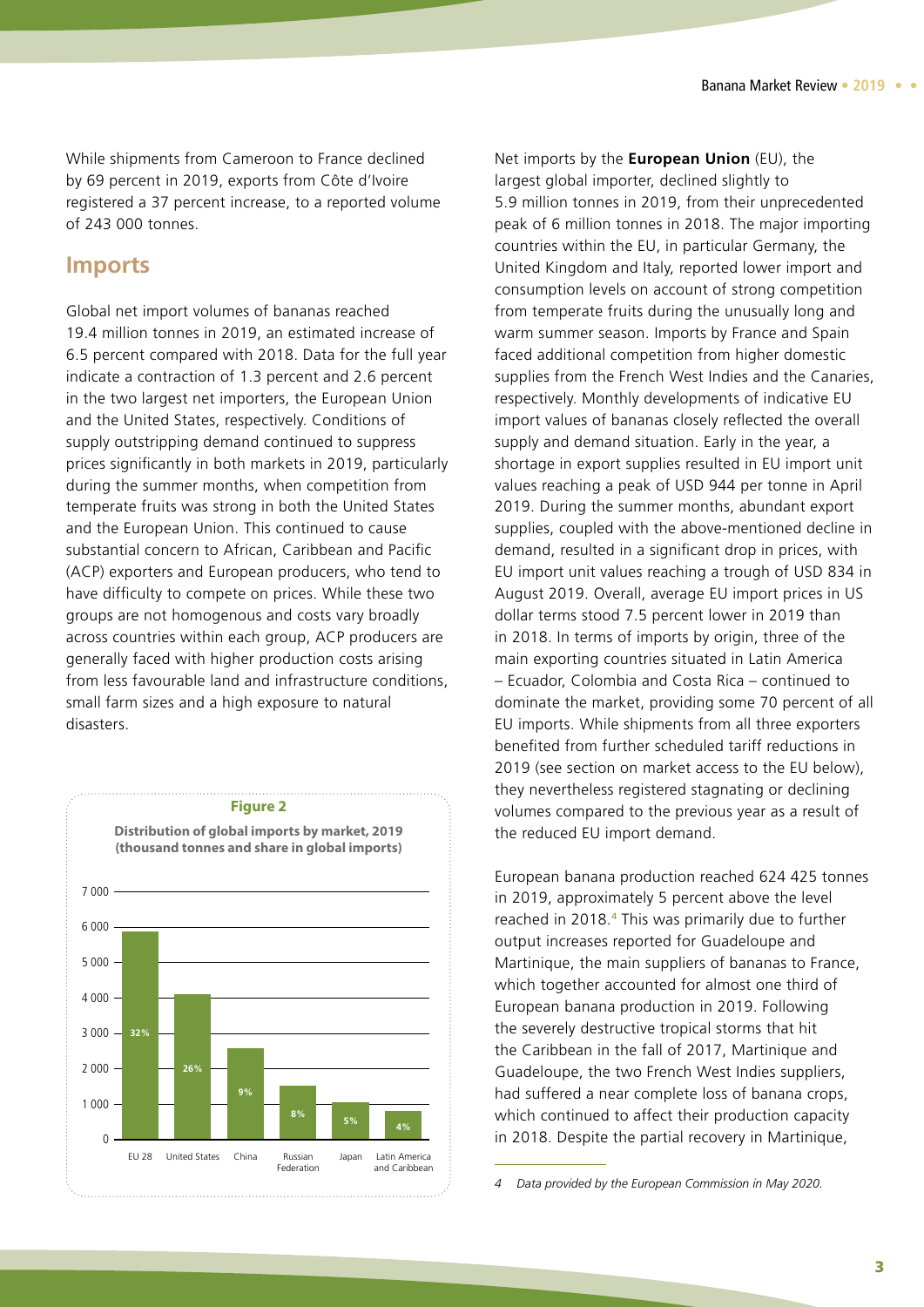While shipments from Cameroon to France declined by 69 percent in 2019, exports from Côte d'Ivoire registered a 37 percent increase, to a reported volume of 243 000 tonnes.

## Imports

Global net import volumes of bananas reached 19.4 million tonnes in 2019, an estimated increase of 6.5 percent compared with 2018. Data for the full year indicate a contraction of 1.3 percent and 2.6 percent in the two largest net importers, the European Union and the United States, respectively. Conditions of supply outstripping demand continued to suppress prices significantly in both markets in 2019, particularly during the summer months, when competition from temperate fruits was strong in both the United States and the European Union. This continued to cause substantial concern to African, Caribbean and Pacific (ACP) exporters and European producers, who tend to have difficulty to compete on prices. While these two groups are not homogenous and costs vary broadly across countries within each group, ACP producers are generally faced with higher production costs arising from less favourable land and infrastructure conditions, small farm sizes and a high exposure to natural disasters.

**Figure 2**

**Distribution of global imports by market, 2019 (thousand tonnes and share in global imports)**

| Market | Share in global imports |
| --- | --- |
| EU 28 | 32% |
| United States | 26% |
| China | 9% |
| Russian Federation | 8% |
| Japan | 5% |
| Latin America and Caribbean | 4% |

Net imports by the **European Union** (EU), the largest global importer, declined slightly to 5.9 million tonnes in 2019, from their unprecedented peak of 6 million tonnes in 2018. The major importing countries within the EU, in particular Germany, the United Kingdom and Italy, reported lower import and consumption levels on account of strong competition from temperate fruits during the unusually long and warm summer season. Imports by France and Spain faced additional competition from higher domestic supplies from the French West Indies and the Canaries, respectively. Monthly developments of indicative EU import values of bananas closely reflected the overall supply and demand situation. Early in the year, a shortage in export supplies resulted in EU import unit values reaching a peak of USD 944 per tonne in April 2019. During the summer months, abundant export supplies, coupled with the above-mentioned decline in demand, resulted in a significant drop in prices, with EU import unit values reaching a trough of USD 834 in August 2019. Overall, average EU import prices in US dollar terms stood 7.5 percent lower in 2019 than in 2018. In terms of imports by origin, three of the main exporting countries situated in Latin America – Ecuador, Colombia and Costa Rica – continued to dominate the market, providing some 70 percent of all EU imports. While shipments from all three exporters benefited from further scheduled tariff reductions in 2019 (see section on market access to the EU below), they nevertheless registered stagnating or declining volumes compared to the previous year as a result of the reduced EU import demand.

European banana production reached 624 425 tonnes in 2019, approximately 5 percent above the level reached in 2018.[4] This was primarily due to further output increases reported for Guadeloupe and Martinique, the main suppliers of bananas to France, which together accounted for almost one third of European banana production in 2019. Following the severely destructive tropical storms that hit the Caribbean in the fall of 2017, Martinique and Guadeloupe, the two French West Indies suppliers, had suffered a near complete loss of banana crops, which continued to affect their production capacity in 2018. Despite the partial recovery in Martinique,

---

*4 Data provided by the European Commission in May 2020.*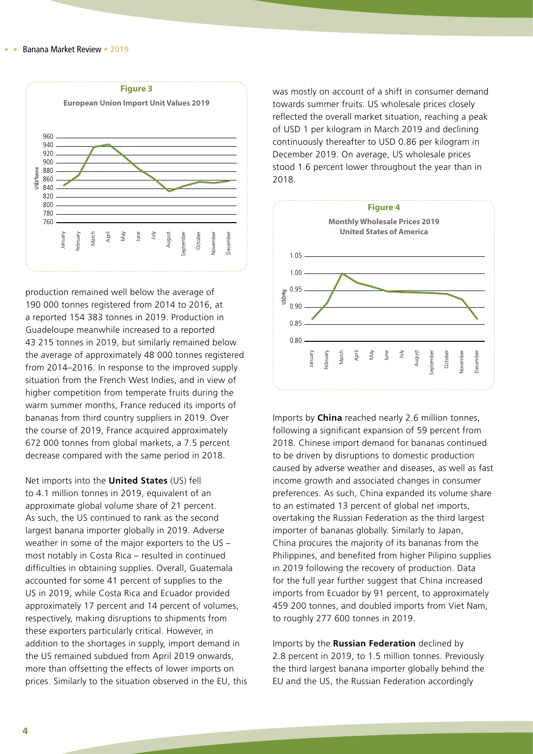**Figure 3**

**European Union Import Unit Values 2019**

production remained well below the average of 190 000 tonnes registered from 2014 to 2016, at a reported 154 383 tonnes in 2019. Production in Guadeloupe meanwhile increased to a reported 43 215 tonnes in 2019, but similarly remained below the average of approximately 48 000 tonnes registered from 2014–2016. In response to the improved supply situation from the French West Indies, and in view of higher competition from temperate fruits during the warm summer months, France reduced its imports of bananas from third country suppliers in 2019. Over the course of 2019, France acquired approximately 672 000 tonnes from global markets, a 7.5 percent decrease compared with the same period in 2018.

Net imports into the **United States** (US) fell to 4.1 million tonnes in 2019, equivalent of an approximate global volume share of 21 percent. As such, the US continued to rank as the second largest banana importer globally in 2019. Adverse weather in some of the major exporters to the US – most notably in Costa Rica – resulted in continued difficulties in obtaining supplies. Overall, Guatemala accounted for some 41 percent of supplies to the US in 2019, while Costa Rica and Ecuador provided approximately 17 percent and 14 percent of volumes, respectively, making disruptions to shipments from these exporters particularly critical. However, in addition to the shortages in supply, import demand in the US remained subdued from April 2019 onwards, more than offsetting the effects of lower imports on prices. Similarly to the situation observed in the EU, this was mostly on account of a shift in consumer demand towards summer fruits. US wholesale prices closely reflected the overall market situation, reaching a peak of USD 1 per kilogram in March 2019 and declining continuously thereafter to USD 0.86 per kilogram in December 2019. On average, US wholesale prices stood 1.6 percent lower throughout the year than in 2018.

**Figure 4**

**Monthly Wholesale Prices 2019 United States of America**

Imports by **China** reached nearly 2.6 million tonnes, following a significant expansion of 59 percent from 2018. Chinese import demand for bananas continued to be driven by disruptions to domestic production caused by adverse weather and diseases, as well as fast income growth and associated changes in consumer preferences. As such, China expanded its volume share to an estimated 13 percent of global net imports, overtaking the Russian Federation as the third largest importer of bananas globally. Similarly to Japan, China procures the majority of its bananas from the Philippines, and benefited from higher Pilipino supplies in 2019 following the recovery of production. Data for the full year further suggest that China increased imports from Ecuador by 91 percent, to approximately 459 200 tonnes, and doubled imports from Viet Nam, to roughly 277 600 tonnes in 2019.

Imports by the **Russian Federation** declined by 2.8 percent in 2019, to 1.5 million tonnes. Previously the third largest banana importer globally behind the EU and the US, the Russian Federation accordingly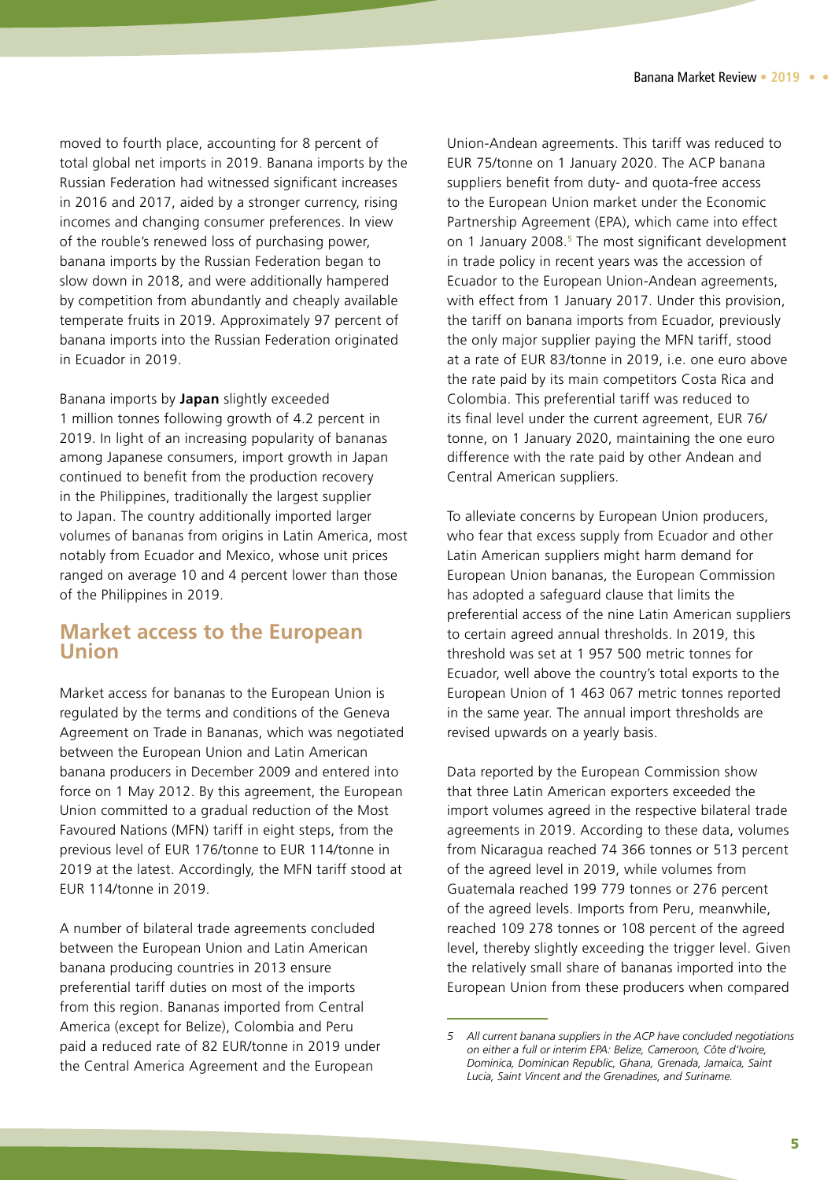moved to fourth place, accounting for 8 percent of total global net imports in 2019. Banana imports by the Russian Federation had witnessed significant increases in 2016 and 2017, aided by a stronger currency, rising incomes and changing consumer preferences. In view of the rouble's renewed loss of purchasing power, banana imports by the Russian Federation began to slow down in 2018, and were additionally hampered by competition from abundantly and cheaply available temperate fruits in 2019. Approximately 97 percent of banana imports into the Russian Federation originated in Ecuador in 2019.

Banana imports by **Japan** slightly exceeded 1 million tonnes following growth of 4.2 percent in 2019. In light of an increasing popularity of bananas among Japanese consumers, import growth in Japan continued to benefit from the production recovery in the Philippines, traditionally the largest supplier to Japan. The country additionally imported larger volumes of bananas from origins in Latin America, most notably from Ecuador and Mexico, whose unit prices ranged on average 10 and 4 percent lower than those of the Philippines in 2019.

## Market access to the European Union

Market access for bananas to the European Union is regulated by the terms and conditions of the Geneva Agreement on Trade in Bananas, which was negotiated between the European Union and Latin American banana producers in December 2009 and entered into force on 1 May 2012. By this agreement, the European Union committed to a gradual reduction of the Most Favoured Nations (MFN) tariff in eight steps, from the previous level of EUR 176/tonne to EUR 114/tonne in 2019 at the latest. Accordingly, the MFN tariff stood at EUR 114/tonne in 2019.

A number of bilateral trade agreements concluded between the European Union and Latin American banana producing countries in 2013 ensure preferential tariff duties on most of the imports from this region. Bananas imported from Central America (except for Belize), Colombia and Peru paid a reduced rate of 82 EUR/tonne in 2019 under the Central America Agreement and the European Union-Andean agreements. This tariff was reduced to EUR 75/tonne on 1 January 2020. The ACP banana suppliers benefit from duty- and quota-free access to the European Union market under the Economic Partnership Agreement (EPA), which came into effect on 1 January 2008.[5] The most significant development in trade policy in recent years was the accession of Ecuador to the European Union-Andean agreements, with effect from 1 January 2017. Under this provision, the tariff on banana imports from Ecuador, previously the only major supplier paying the MFN tariff, stood at a rate of EUR 83/tonne in 2019, i.e. one euro above the rate paid by its main competitors Costa Rica and Colombia. This preferential tariff was reduced to its final level under the current agreement, EUR 76/tonne, on 1 January 2020, maintaining the one euro difference with the rate paid by other Andean and Central American suppliers.

To alleviate concerns by European Union producers, who fear that excess supply from Ecuador and other Latin American suppliers might harm demand for European Union bananas, the European Commission has adopted a safeguard clause that limits the preferential access of the nine Latin American suppliers to certain agreed annual thresholds. In 2019, this threshold was set at 1 957 500 metric tonnes for Ecuador, well above the country's total exports to the European Union of 1 463 067 metric tonnes reported in the same year. The annual import thresholds are revised upwards on a yearly basis.

Data reported by the European Commission show that three Latin American exporters exceeded the import volumes agreed in the respective bilateral trade agreements in 2019. According to these data, volumes from Nicaragua reached 74 366 tonnes or 513 percent of the agreed level in 2019, while volumes from Guatemala reached 199 779 tonnes or 276 percent of the agreed levels. Imports from Peru, meanwhile, reached 109 278 tonnes or 108 percent of the agreed level, thereby slightly exceeding the trigger level. Given the relatively small share of bananas imported into the European Union from these producers when compared

*[5] All current banana suppliers in the ACP have concluded negotiations on either a full or interim EPA: Belize, Cameroon, Côte d'Ivoire, Dominica, Dominican Republic, Ghana, Grenada, Jamaica, Saint Lucia, Saint Vincent and the Grenadines, and Suriname.*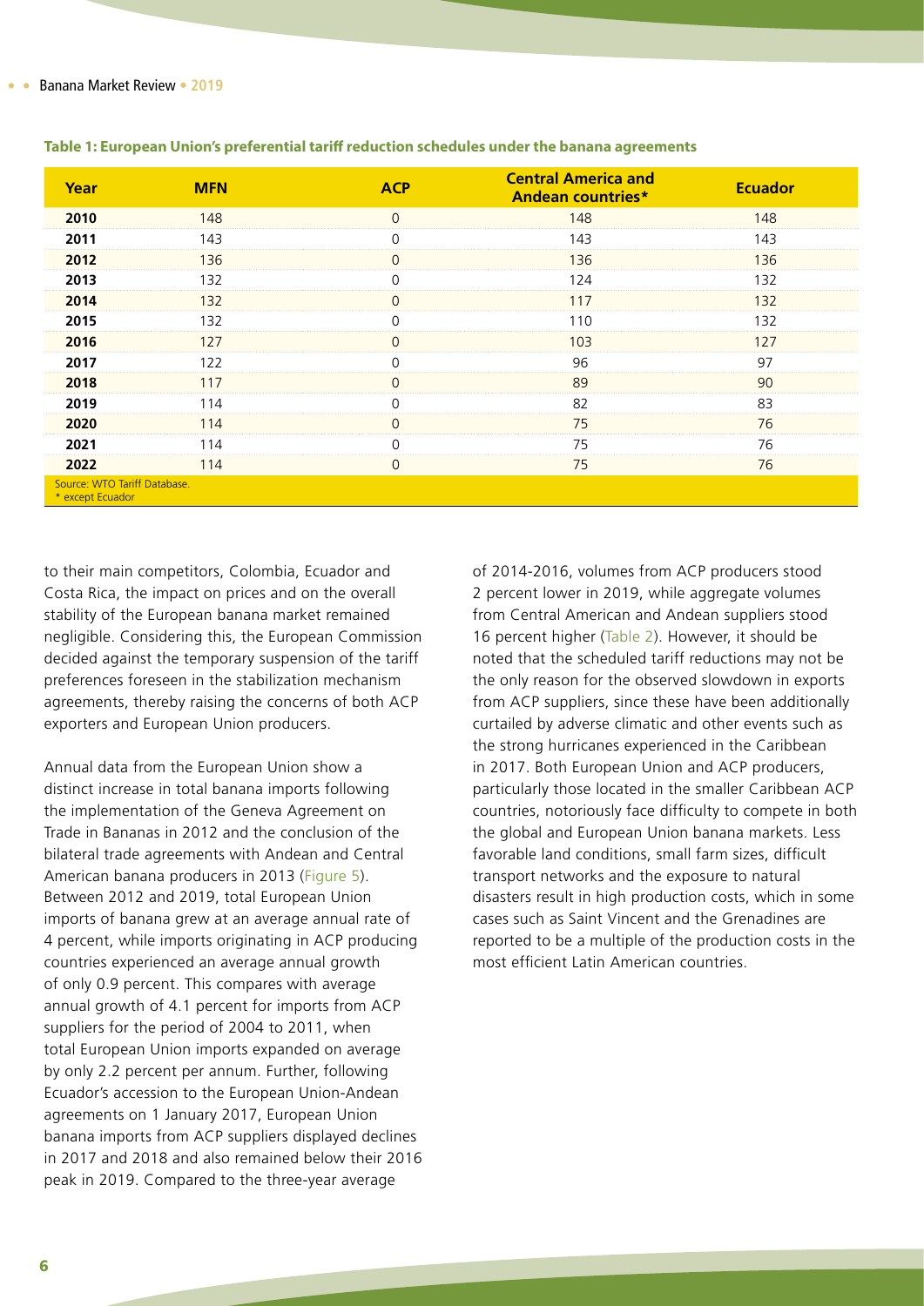**Table 1: European Union's preferential tariff reduction schedules under the banana agreements**

| Year | MFN | ACP | Central America and Andean countries* | Ecuador |
|---|---|---|---|---|
| 2010 | 148 | 0 | 148 | 148 |
| 2011 | 143 | 0 | 143 | 143 |
| 2012 | 136 | 0 | 136 | 136 |
| 2013 | 132 | 0 | 124 | 132 |
| 2014 | 132 | 0 | 117 | 132 |
| 2015 | 132 | 0 | 110 | 132 |
| 2016 | 127 | 0 | 103 | 127 |
| 2017 | 122 | 0 | 96 | 97 |
| 2018 | 117 | 0 | 89 | 90 |
| 2019 | 114 | 0 | 82 | 83 |
| 2020 | 114 | 0 | 75 | 76 |
| 2021 | 114 | 0 | 75 | 76 |
| 2022 | 114 | 0 | 75 | 76 |

Source: WTO Tariff Database.
* except Ecuador

to their main competitors, Colombia, Ecuador and Costa Rica, the impact on prices and on the overall stability of the European banana market remained negligible. Considering this, the European Commission decided against the temporary suspension of the tariff preferences foreseen in the stabilization mechanism agreements, thereby raising the concerns of both ACP exporters and European Union producers.

Annual data from the European Union show a distinct increase in total banana imports following the implementation of the Geneva Agreement on Trade in Bananas in 2012 and the conclusion of the bilateral trade agreements with Andean and Central American banana producers in 2013 (Figure 5). Between 2012 and 2019, total European Union imports of banana grew at an average annual rate of 4 percent, while imports originating in ACP producing countries experienced an average annual growth of only 0.9 percent. This compares with average annual growth of 4.1 percent for imports from ACP suppliers for the period of 2004 to 2011, when total European Union imports expanded on average by only 2.2 percent per annum. Further, following Ecuador's accession to the European Union-Andean agreements on 1 January 2017, European Union banana imports from ACP suppliers displayed declines in 2017 and 2018 and also remained below their 2016 peak in 2019. Compared to the three-year average of 2014-2016, volumes from ACP producers stood 2 percent lower in 2019, while aggregate volumes from Central American and Andean suppliers stood 16 percent higher (Table 2). However, it should be noted that the scheduled tariff reductions may not be the only reason for the observed slowdown in exports from ACP suppliers, since these have been additionally curtailed by adverse climatic and other events such as the strong hurricanes experienced in the Caribbean in 2017. Both European Union and ACP producers, particularly those located in the smaller Caribbean ACP countries, notoriously face difficulty to compete in both the global and European Union banana markets. Less favorable land conditions, small farm sizes, difficult transport networks and the exposure to natural disasters result in high production costs, which in some cases such as Saint Vincent and the Grenadines are reported to be a multiple of the production costs in the most efficient Latin American countries.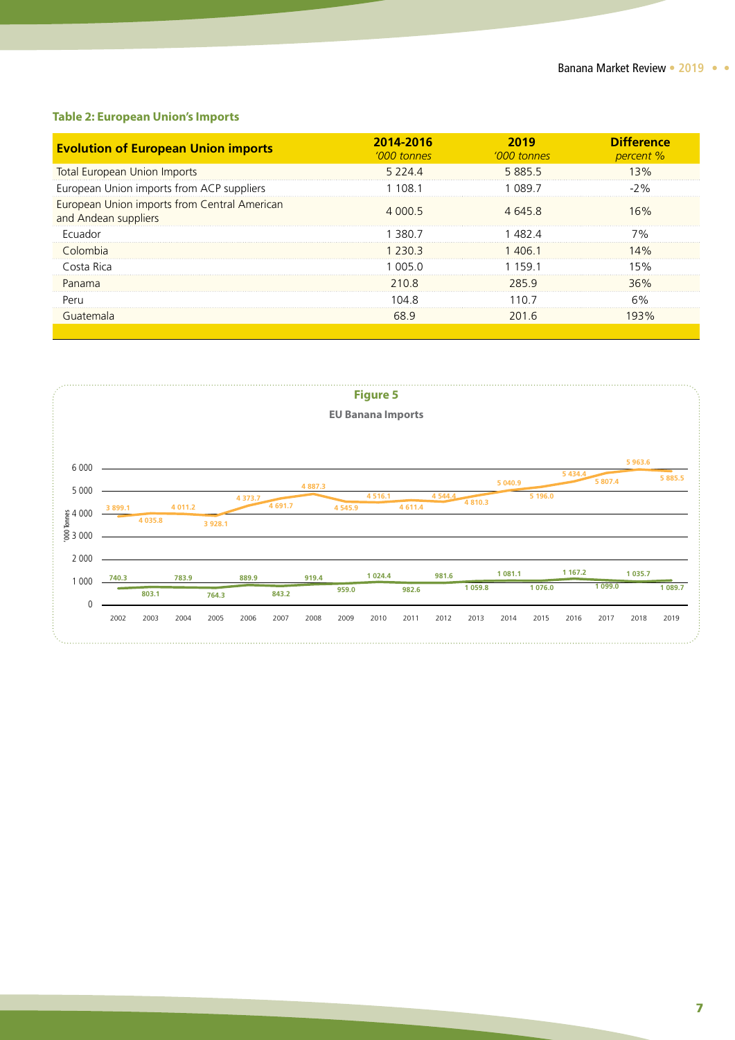**Table 2: European Union's Imports**

| Evolution of European Union imports | 2014-2016 *'000 tonnes* | 2019 *'000 tonnes* | Difference *percent %* |
|---|---|---|---|
| Total European Union Imports | 5 224.4 | 5 885.5 | 13% |
| European Union imports from ACP suppliers | 1 108.1 | 1 089.7 | -2% |
| European Union imports from Central American and Andean suppliers | 4 000.5 | 4 645.8 | 16% |
| Ecuador | 1 380.7 | 1 482.4 | 7% |
| Colombia | 1 230.3 | 1 406.1 | 14% |
| Costa Rica | 1 005.0 | 1 159.1 | 15% |
| Panama | 210.8 | 285.9 | 36% |
| Peru | 104.8 | 110.7 | 6% |
| Guatemala | 68.9 | 201.6 | 193% |

**Figure 5**

**EU Banana Imports**

| Year | Total ('000 Tonnes) | ACP ('000 Tonnes) |
|---|---|---|
| 2002 | 3 899.1 | 740.3 |
| 2003 | 4 035.8 | 803.1 |
| 2004 | 4 011.2 | 783.9 |
| 2005 | 3 928.1 | 764.3 |
| 2006 | 4 373.7 | 889.9 |
| 2007 | 4 691.7 | 843.2 |
| 2008 | 4 887.3 | 919.4 |
| 2009 | 4 545.9 | 959.0 |
| 2010 | 4 516.1 | 1 024.4 |
| 2011 | 4 611.4 | 982.6 |
| 2012 | 4 544.4 | 981.6 |
| 2013 | 4 810.3 | 1 059.8 |
| 2014 | 5 040.9 | 1 081.1 |
| 2015 | 5 196.0 | 1 076.0 |
| 2016 | 5 434.4 | 1 167.2 |
| 2017 | 5 807.4 | 1 099.0 |
| 2018 | 5 963.6 | 1 035.7 |
| 2019 | 5 885.5 | 1 089.7 |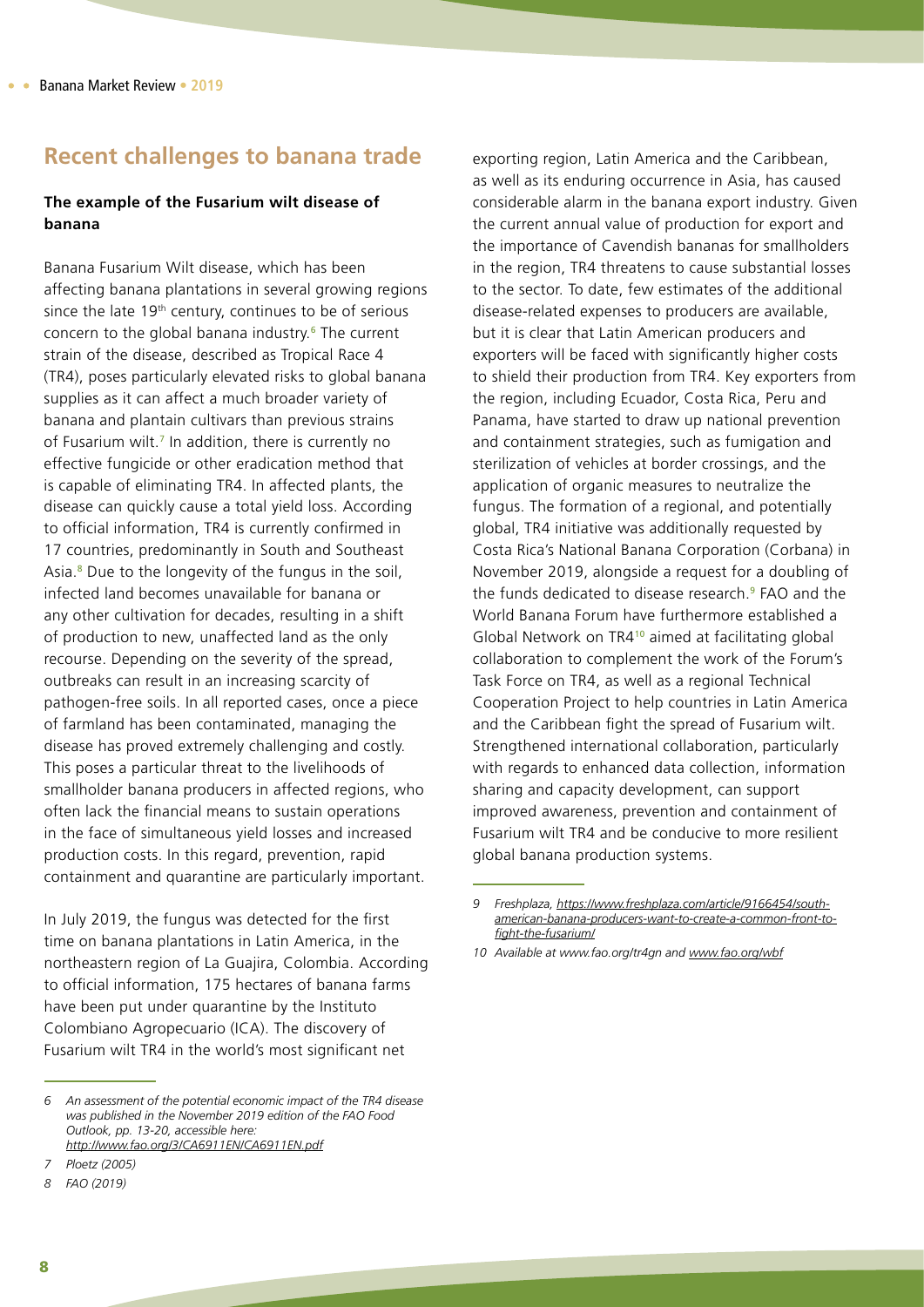## Recent challenges to banana trade

### The example of the Fusarium wilt disease of banana

Banana Fusarium Wilt disease, which has been affecting banana plantations in several growing regions since the late 19th century, continues to be of serious concern to the global banana industry.[6] The current strain of the disease, described as Tropical Race 4 (TR4), poses particularly elevated risks to global banana supplies as it can affect a much broader variety of banana and plantain cultivars than previous strains of Fusarium wilt.[7] In addition, there is currently no effective fungicide or other eradication method that is capable of eliminating TR4. In affected plants, the disease can quickly cause a total yield loss. According to official information, TR4 is currently confirmed in 17 countries, predominantly in South and Southeast Asia.[8] Due to the longevity of the fungus in the soil, infected land becomes unavailable for banana or any other cultivation for decades, resulting in a shift of production to new, unaffected land as the only recourse. Depending on the severity of the spread, outbreaks can result in an increasing scarcity of pathogen-free soils. In all reported cases, once a piece of farmland has been contaminated, managing the disease has proved extremely challenging and costly. This poses a particular threat to the livelihoods of smallholder banana producers in affected regions, who often lack the financial means to sustain operations in the face of simultaneous yield losses and increased production costs. In this regard, prevention, rapid containment and quarantine are particularly important.

In July 2019, the fungus was detected for the first time on banana plantations in Latin America, in the northeastern region of La Guajira, Colombia. According to official information, 175 hectares of banana farms have been put under quarantine by the Instituto Colombiano Agropecuario (ICA). The discovery of Fusarium wilt TR4 in the world's most significant net exporting region, Latin America and the Caribbean, as well as its enduring occurrence in Asia, has caused considerable alarm in the banana export industry. Given the current annual value of production for export and the importance of Cavendish bananas for smallholders in the region, TR4 threatens to cause substantial losses to the sector. To date, few estimates of the additional disease-related expenses to producers are available, but it is clear that Latin American producers and exporters will be faced with significantly higher costs to shield their production from TR4. Key exporters from the region, including Ecuador, Costa Rica, Peru and Panama, have started to draw up national prevention and containment strategies, such as fumigation and sterilization of vehicles at border crossings, and the application of organic measures to neutralize the fungus. The formation of a regional, and potentially global, TR4 initiative was additionally requested by Costa Rica's National Banana Corporation (Corbana) in November 2019, alongside a request for a doubling of the funds dedicated to disease research.[9] FAO and the World Banana Forum have furthermore established a Global Network on TR4[10] aimed at facilitating global collaboration to complement the work of the Forum's Task Force on TR4, as well as a regional Technical Cooperation Project to help countries in Latin America and the Caribbean fight the spread of Fusarium wilt. Strengthened international collaboration, particularly with regards to enhanced data collection, information sharing and capacity development, can support improved awareness, prevention and containment of Fusarium wilt TR4 and be conducive to more resilient global banana production systems.

---

*6 An assessment of the potential economic impact of the TR4 disease was published in the November 2019 edition of the FAO Food Outlook, pp. 13-20, accessible here: http://www.fao.org/3/CA6911EN/CA6911EN.pdf*

*7 Ploetz (2005)*

*8 FAO (2019)*

*9 Freshplaza, https://www.freshplaza.com/article/9166454/south-american-banana-producers-want-to-create-a-common-front-to-fight-the-fusarium/*

*10 Available at www.fao.org/tr4gn and www.fao.org/wbf*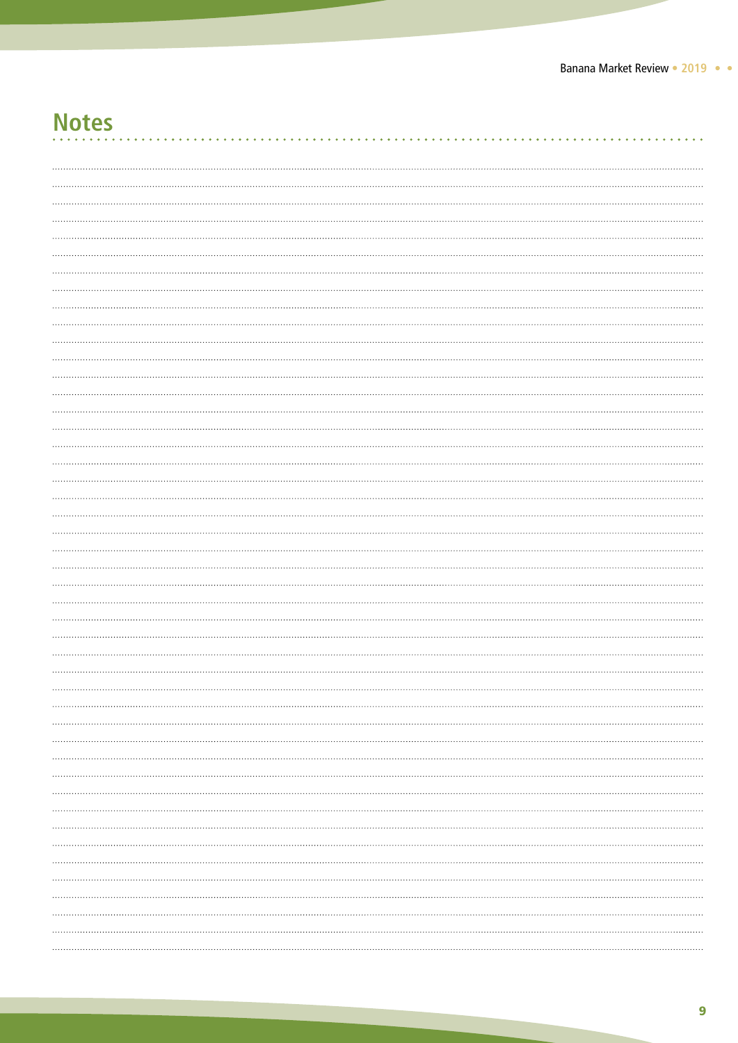# Notes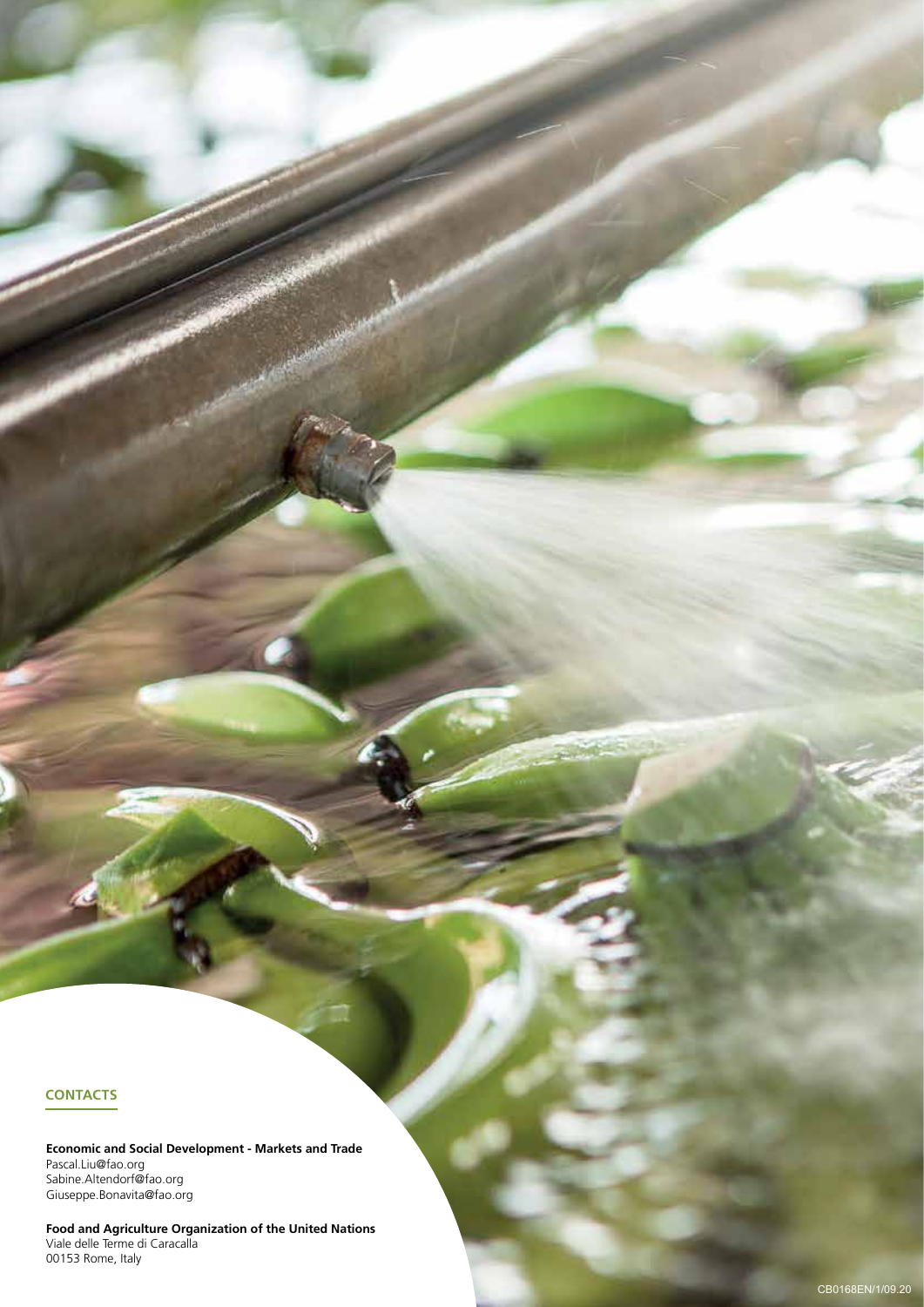## CONTACTS

**Economic and Social Development - Markets and Trade**
Pascal.Liu@fao.org
Sabine.Altendorf@fao.org
Giuseppe.Bonavita@fao.org

**Food and Agriculture Organization of the United Nations**
Viale delle Terme di Caracalla
00153 Rome, Italy

CB0168EN/1/09.20